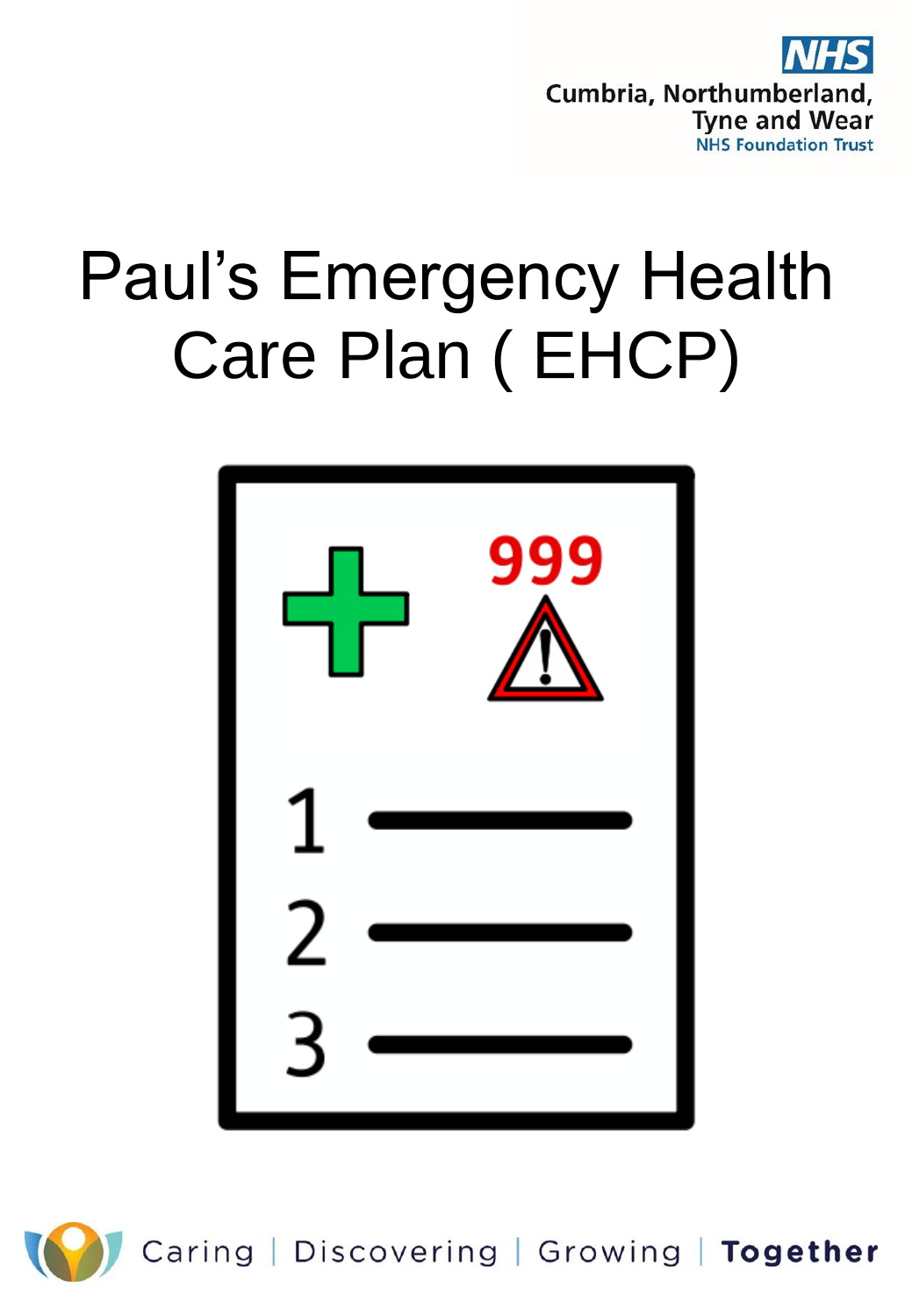Cumbria, Northumberland, Tyne and Wear NHS Foundation Trust

# Paul's Emergency Health Care Plan ( EHCP)

Caring | Discovering | Growing | **Together**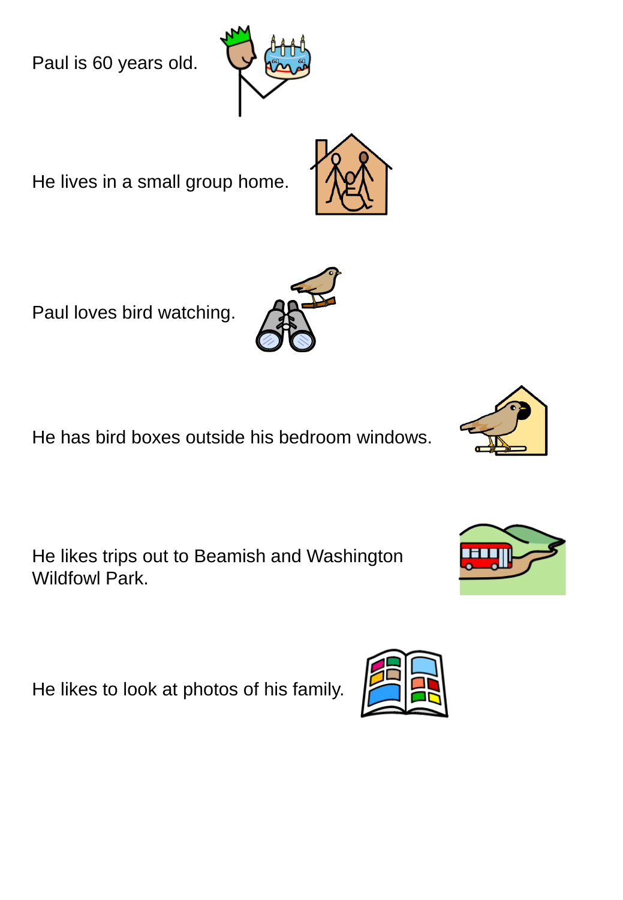Paul is 60 years old.

He lives in a small group home.

Paul loves bird watching.

He has bird boxes outside his bedroom windows.

He likes trips out to Beamish and Washington Wildfowl Park.

He likes to look at photos of his family.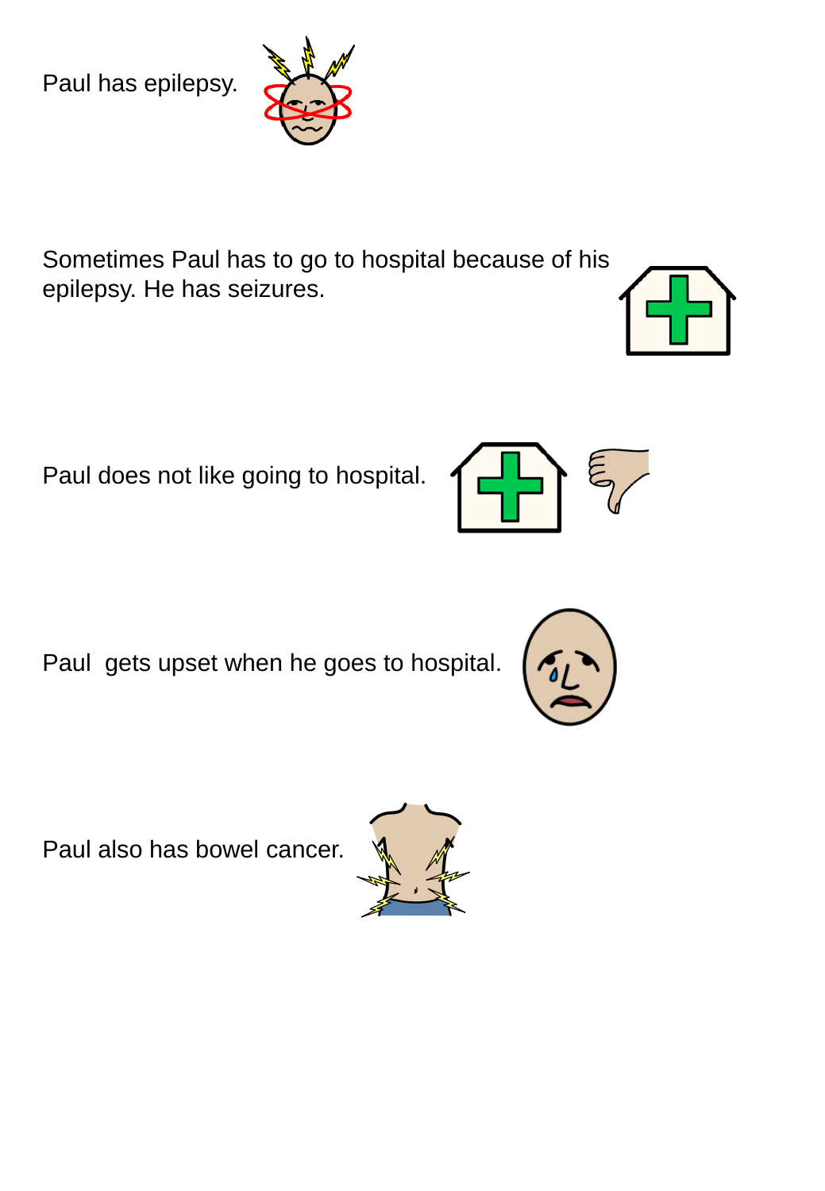Paul has epilepsy.

Sometimes Paul has to go to hospital because of his epilepsy. He has seizures.

Paul does not like going to hospital.

Paul gets upset when he goes to hospital.

Paul also has bowel cancer.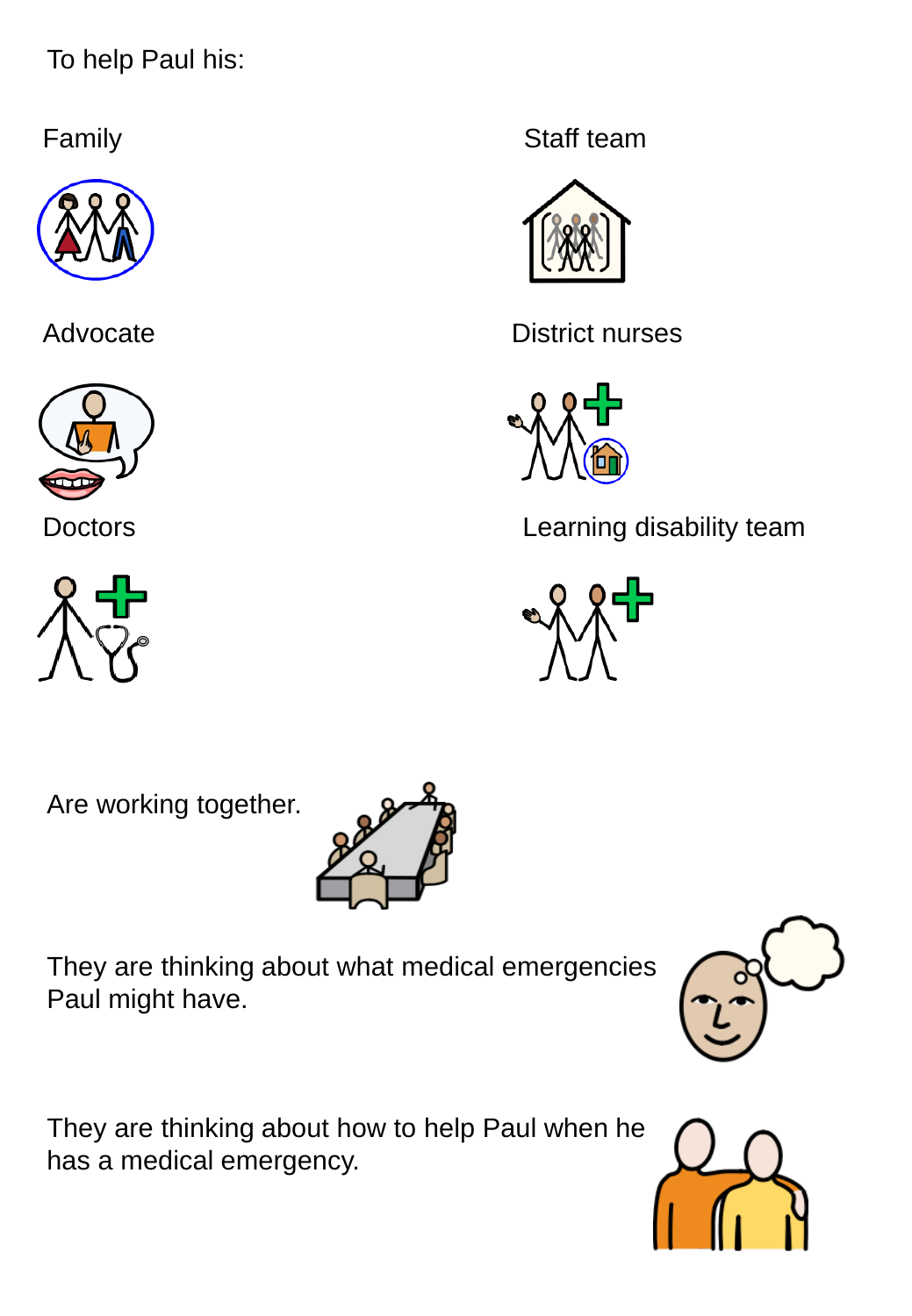To help Paul his:

Family

Staff team

Advocate

District nurses

Doctors

Learning disability team

Are working together.

They are thinking about what medical emergencies Paul might have.

They are thinking about how to help Paul when he has a medical emergency.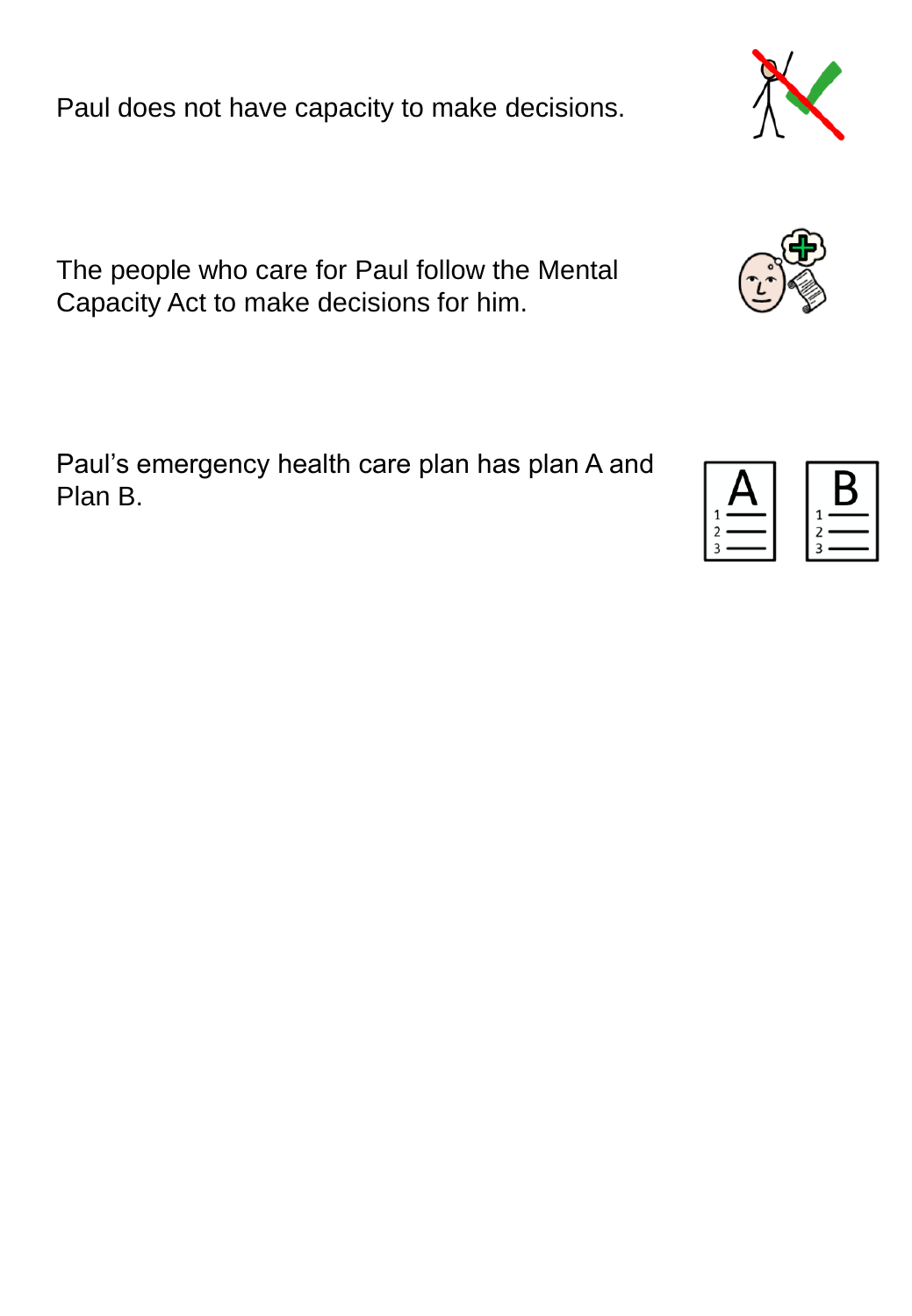Paul does not have capacity to make decisions.

The people who care for Paul follow the Mental Capacity Act to make decisions for him.

Paul’s emergency health care plan has plan A and Plan B.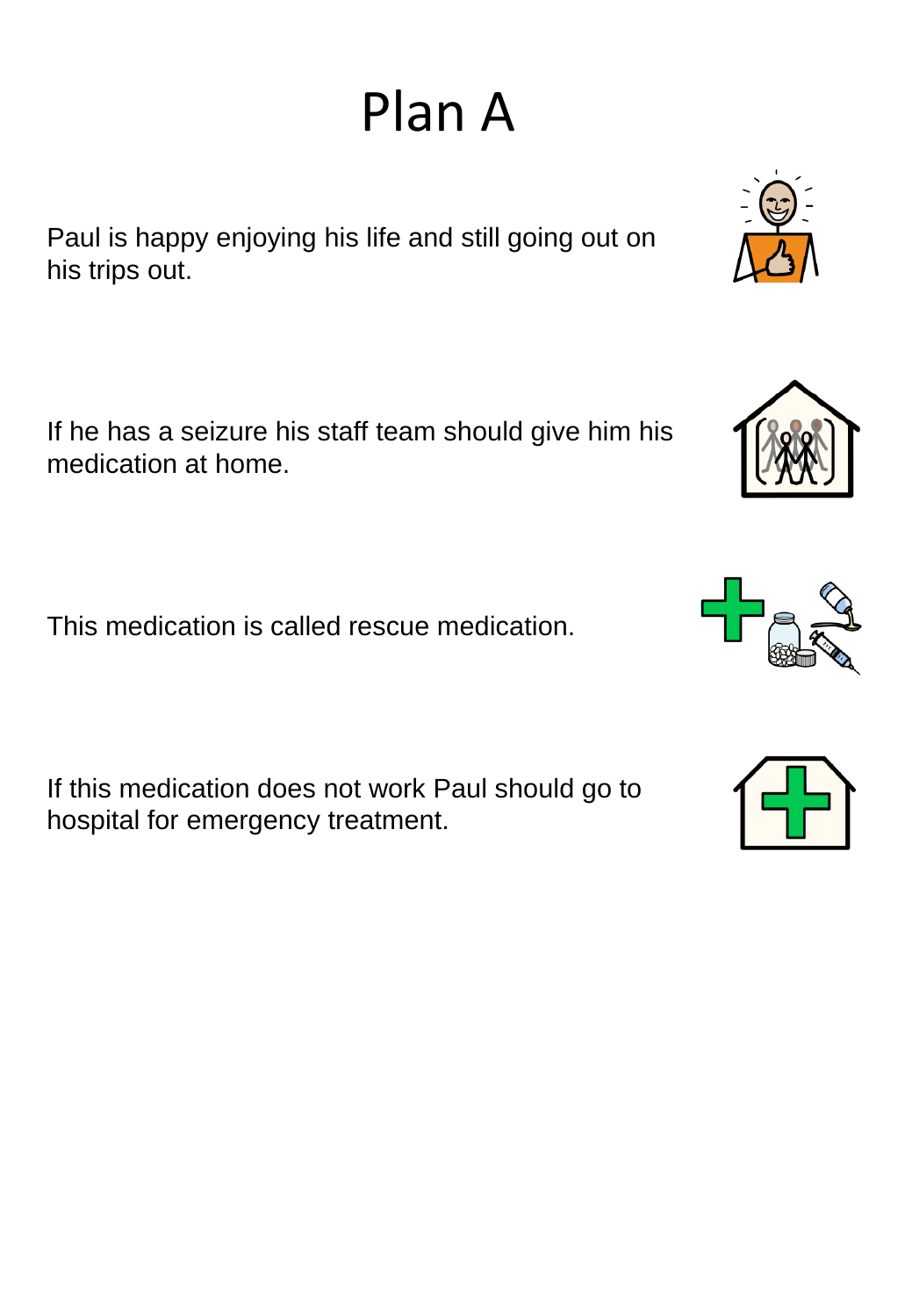# Plan A

Paul is happy enjoying his life and still going out on his trips out.

If he has a seizure his staff team should give him his medication at home.

This medication is called rescue medication.

If this medication does not work Paul should go to hospital for emergency treatment.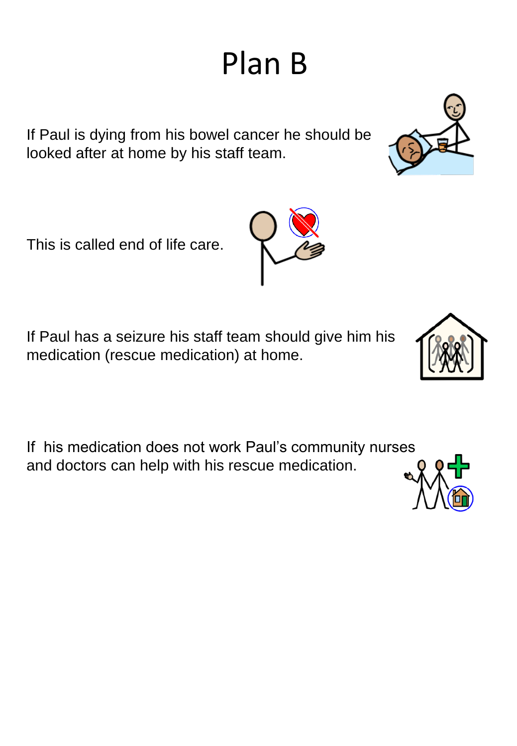# Plan B

If Paul is dying from his bowel cancer he should be looked after at home by his staff team.

This is called end of life care.

If Paul has a seizure his staff team should give him his medication (rescue medication) at home.

If his medication does not work Paul's community nurses and doctors can help with his rescue medication.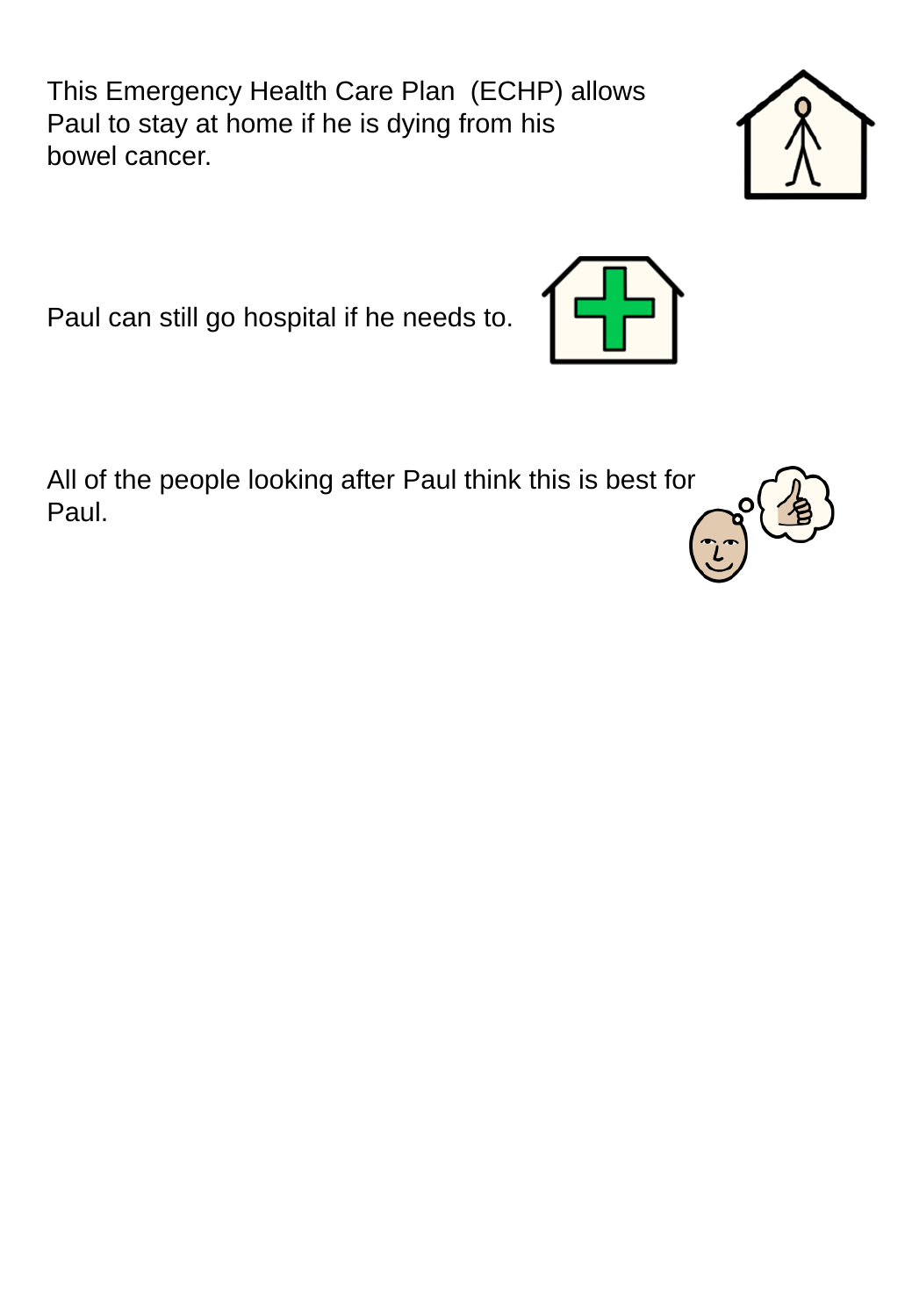This Emergency Health Care Plan (ECHP) allows Paul to stay at home if he is dying from his bowel cancer.

Paul can still go hospital if he needs to.

All of the people looking after Paul think this is best for Paul.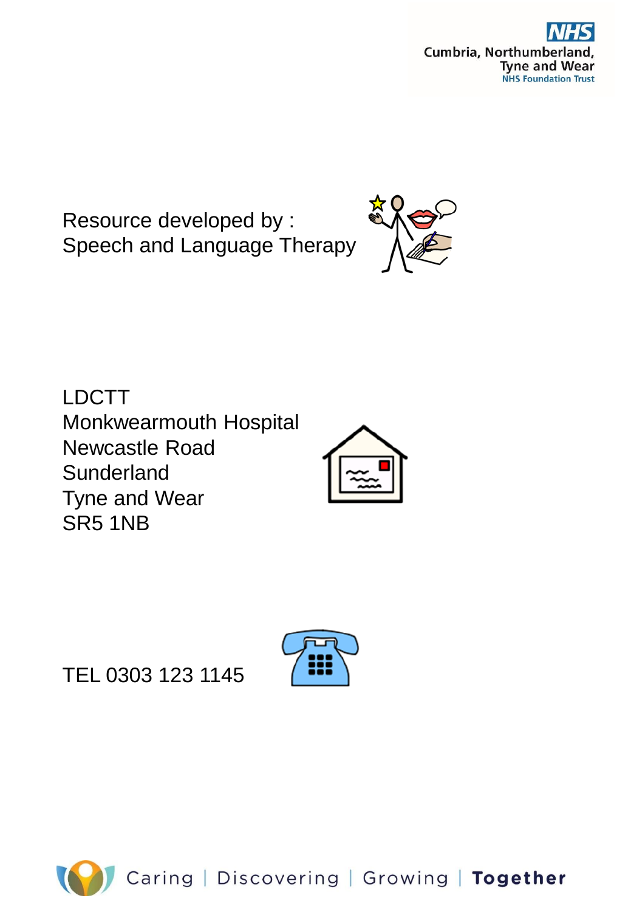NHS Cumbria, Northumberland, Tyne and Wear NHS Foundation Trust

Resource developed by :
Speech and Language Therapy

LDCTT
Monkwearmouth Hospital
Newcastle Road
Sunderland
Tyne and Wear
SR5 1NB

TEL 0303 123 1145

Caring | Discovering | Growing | **Together**